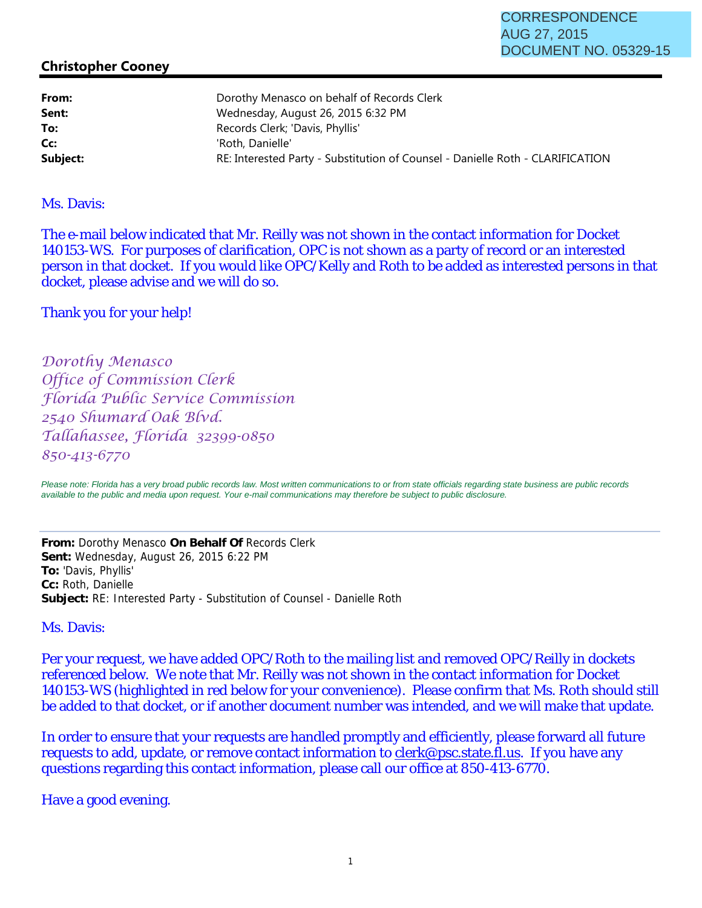CORRESPONDENCE
AUG 27, 2015
DOCUMENT NO. 05329-15

**Christopher Cooney**

| | |
|---|---|
| **From:** | Dorothy Menasco on behalf of Records Clerk |
| **Sent:** | Wednesday, August 26, 2015 6:32 PM |
| **To:** | Records Clerk; 'Davis, Phyllis' |
| **Cc:** | 'Roth, Danielle' |
| **Subject:** | RE: Interested Party - Substitution of Counsel - Danielle Roth - CLARIFICATION |

Ms. Davis:

The e-mail below indicated that Mr. Reilly was not shown in the contact information for Docket 140153-WS. For purposes of clarification, OPC is not shown as a party of record or an interested person in that docket. If you would like OPC/Kelly and Roth to be added as interested persons in that docket, please advise and we will do so.

Thank you for your help!

*Dorothy Menasco*
*Office of Commission Clerk*
*Florida Public Service Commission*
*2540 Shumard Oak Blvd.*
*Tallahassee, Florida 32399-0850*
*850-413-6770*

*Please note: Florida has a very broad public records law. Most written communications to or from state officials regarding state business are public records available to the public and media upon request. Your e-mail communications may therefore be subject to public disclosure.*

---

**From:** Dorothy Menasco **On Behalf Of** Records Clerk
**Sent:** Wednesday, August 26, 2015 6:22 PM
**To:** 'Davis, Phyllis'
**Cc:** Roth, Danielle
**Subject:** RE: Interested Party - Substitution of Counsel - Danielle Roth

Ms. Davis:

Per your request, we have added OPC/Roth to the mailing list and removed OPC/Reilly in dockets referenced below. We note that Mr. Reilly was not shown in the contact information for Docket 140153-WS (highlighted in red below for your convenience). Please confirm that Ms. Roth should still be added to that docket, or if another document number was intended, and we will make that update.

In order to ensure that your requests are handled promptly and efficiently, please forward all future requests to add, update, or remove contact information to clerk@psc.state.fl.us. If you have any questions regarding this contact information, please call our office at 850-413-6770.

Have a good evening.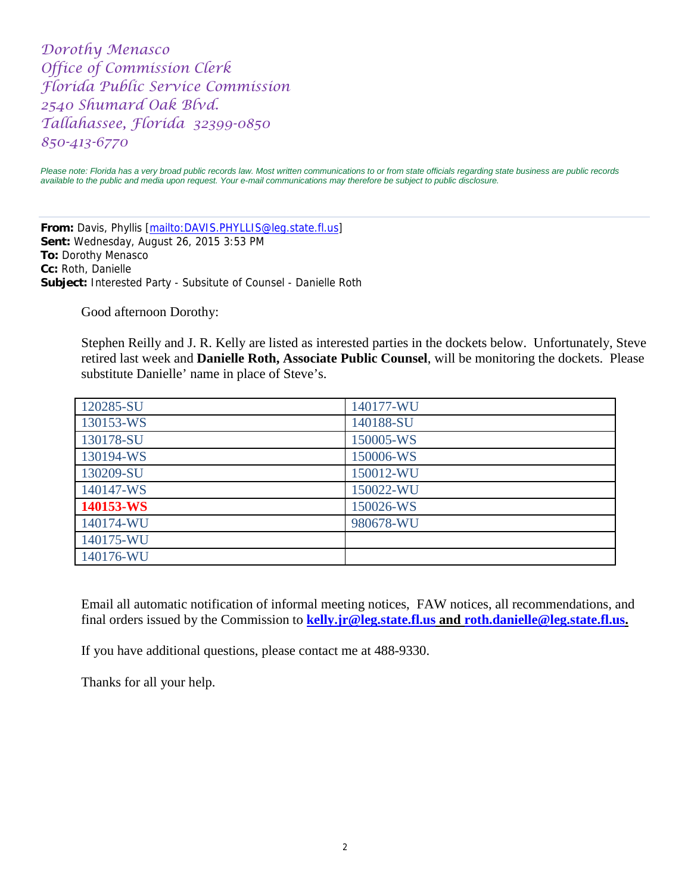*Dorothy Menasco*
*Office of Commission Clerk*
*Florida Public Service Commission*
*2540 Shumard Oak Blvd.*
*Tallahassee, Florida 32399-0850*
*850-413-6770*

*Please note: Florida has a very broad public records law. Most written communications to or from state officials regarding state business are public records available to the public and media upon request. Your e-mail communications may therefore be subject to public disclosure.*

---

**From:** Davis, Phyllis [mailto:DAVIS.PHYLLIS@leg.state.fl.us]
**Sent:** Wednesday, August 26, 2015 3:53 PM
**To:** Dorothy Menasco
**Cc:** Roth, Danielle
**Subject:** Interested Party - Subsitute of Counsel - Danielle Roth

Good afternoon Dorothy:

Stephen Reilly and J. R. Kelly are listed as interested parties in the dockets below. Unfortunately, Steve retired last week and **Danielle Roth, Associate Public Counsel**, will be monitoring the dockets. Please substitute Danielle' name in place of Steve's.

| | |
|---|---|
| 120285-SU | 140177-WU |
| 130153-WS | 140188-SU |
| 130178-SU | 150005-WS |
| 130194-WS | 150006-WS |
| 130209-SU | 150012-WU |
| 140147-WS | 150022-WU |
| **140153-WS** | 150026-WS |
| 140174-WU | 980678-WU |
| 140175-WU | |
| 140176-WU | |

Email all automatic notification of informal meeting notices, FAW notices, all recommendations, and final orders issued by the Commission to **kelly.jr@leg.state.fl.us and roth.danielle@leg.state.fl.us.**

If you have additional questions, please contact me at 488-9330.

Thanks for all your help.